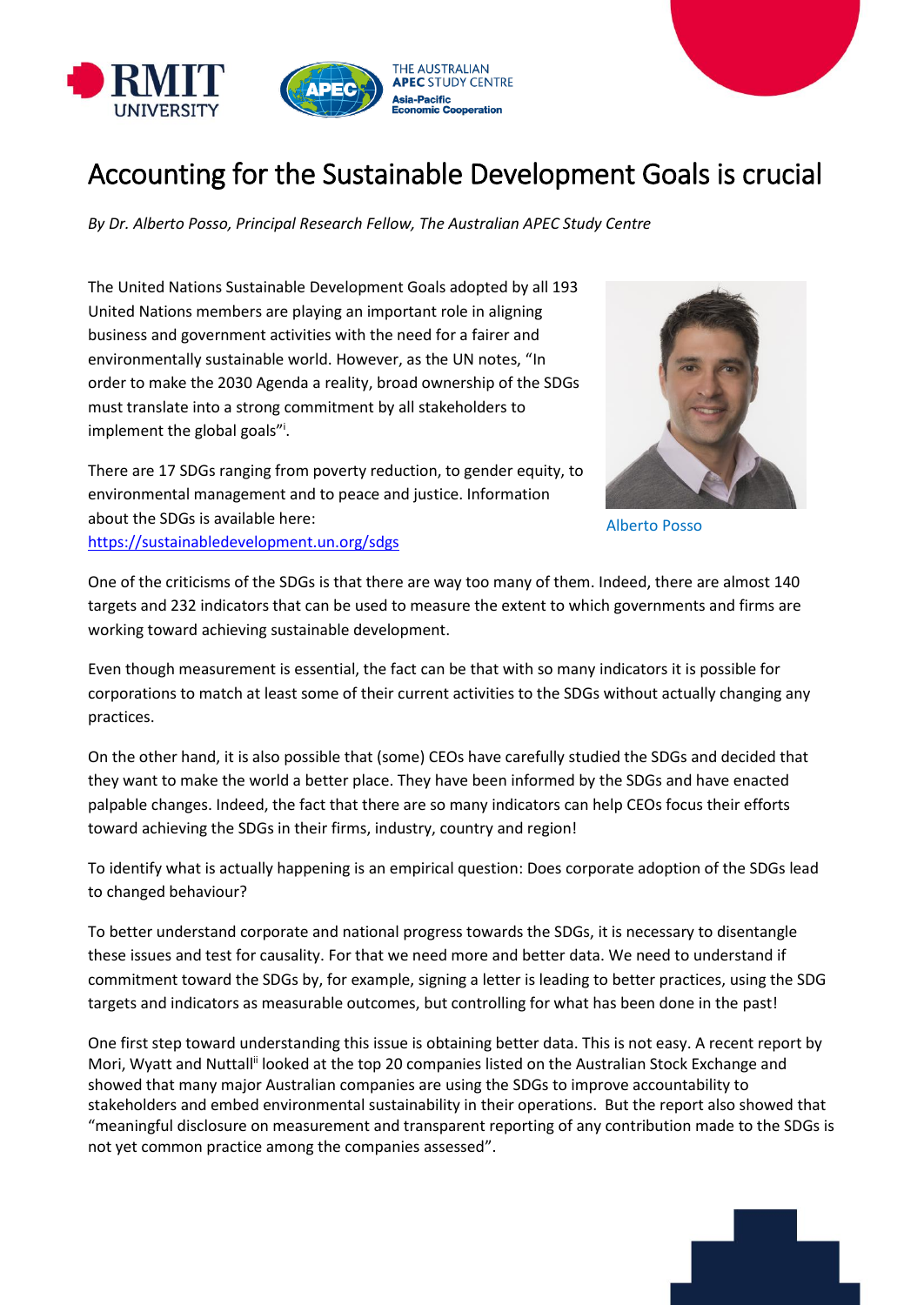# Accounting for the Sustainable Development Goals is crucial

*By Dr. Alberto Posso, Principal Research Fellow, The Australian APEC Study Centre*

The United Nations Sustainable Development Goals adopted by all 193 United Nations members are playing an important role in aligning business and government activities with the need for a fairer and environmentally sustainable world. However, as the UN notes, "In order to make the 2030 Agenda a reality, broad ownership of the SDGs must translate into a strong commitment by all stakeholders to implement the global goals"[i].

There are 17 SDGs ranging from poverty reduction, to gender equity, to environmental management and to peace and justice. Information about the SDGs is available here: https://sustainabledevelopment.un.org/sdgs

Alberto Posso

One of the criticisms of the SDGs is that there are way too many of them. Indeed, there are almost 140 targets and 232 indicators that can be used to measure the extent to which governments and firms are working toward achieving sustainable development.

Even though measurement is essential, the fact can be that with so many indicators it is possible for corporations to match at least some of their current activities to the SDGs without actually changing any practices.

On the other hand, it is also possible that (some) CEOs have carefully studied the SDGs and decided that they want to make the world a better place. They have been informed by the SDGs and have enacted palpable changes. Indeed, the fact that there are so many indicators can help CEOs focus their efforts toward achieving the SDGs in their firms, industry, country and region!

To identify what is actually happening is an empirical question: Does corporate adoption of the SDGs lead to changed behaviour?

To better understand corporate and national progress towards the SDGs, it is necessary to disentangle these issues and test for causality. For that we need more and better data. We need to understand if commitment toward the SDGs by, for example, signing a letter is leading to better practices, using the SDG targets and indicators as measurable outcomes, but controlling for what has been done in the past!

One first step toward understanding this issue is obtaining better data. This is not easy. A recent report by Mori, Wyatt and Nuttall[ii] looked at the top 20 companies listed on the Australian Stock Exchange and showed that many major Australian companies are using the SDGs to improve accountability to stakeholders and embed environmental sustainability in their operations. But the report also showed that "meaningful disclosure on measurement and transparent reporting of any contribution made to the SDGs is not yet common practice among the companies assessed".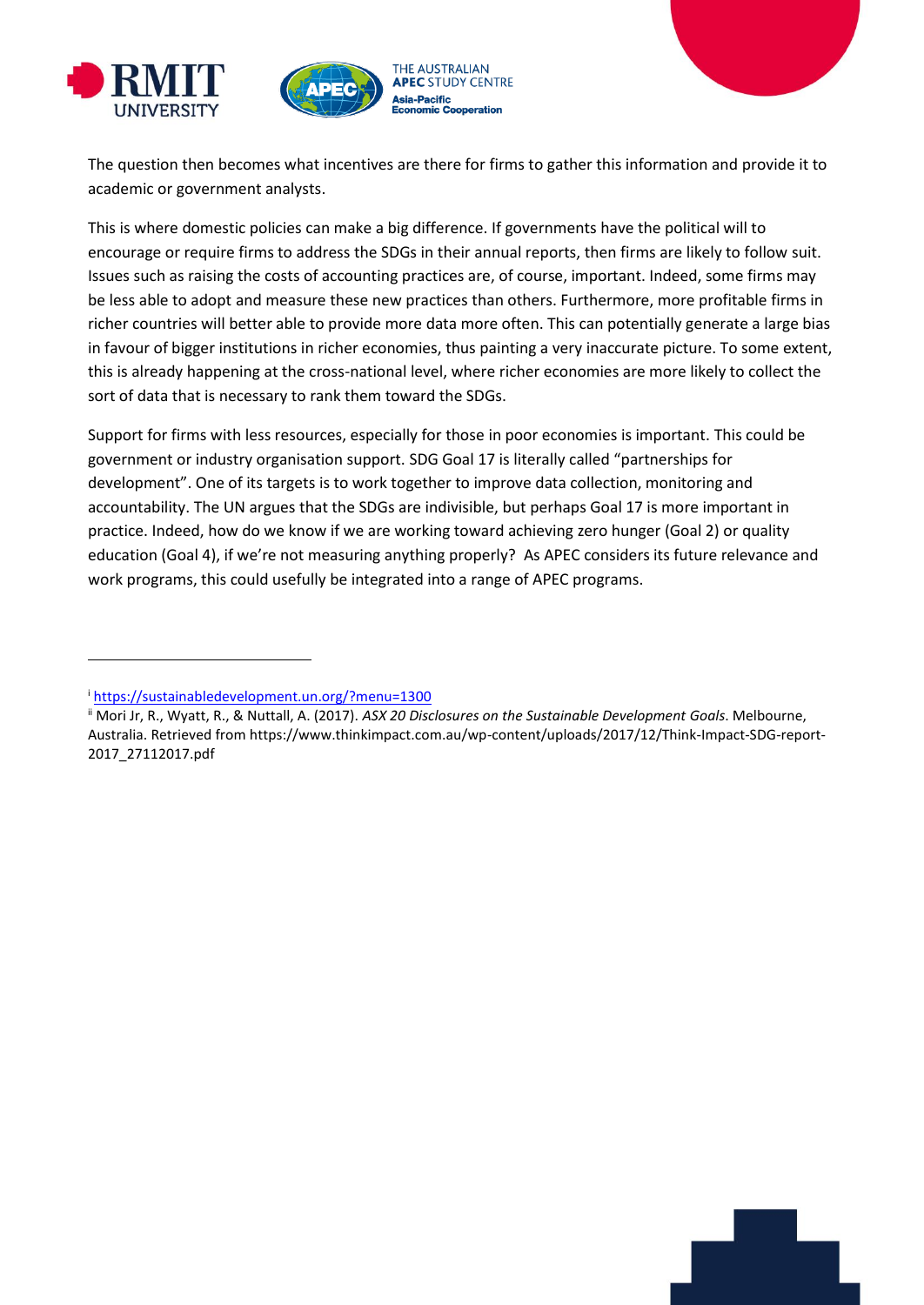The question then becomes what incentives are there for firms to gather this information and provide it to academic or government analysts.

This is where domestic policies can make a big difference. If governments have the political will to encourage or require firms to address the SDGs in their annual reports, then firms are likely to follow suit. Issues such as raising the costs of accounting practices are, of course, important. Indeed, some firms may be less able to adopt and measure these new practices than others. Furthermore, more profitable firms in richer countries will better able to provide more data more often. This can potentially generate a large bias in favour of bigger institutions in richer economies, thus painting a very inaccurate picture. To some extent, this is already happening at the cross-national level, where richer economies are more likely to collect the sort of data that is necessary to rank them toward the SDGs.

Support for firms with less resources, especially for those in poor economies is important. This could be government or industry organisation support. SDG Goal 17 is literally called "partnerships for development". One of its targets is to work together to improve data collection, monitoring and accountability. The UN argues that the SDGs are indivisible, but perhaps Goal 17 is more important in practice. Indeed, how do we know if we are working toward achieving zero hunger (Goal 2) or quality education (Goal 4), if we're not measuring anything properly? As APEC considers its future relevance and work programs, this could usefully be integrated into a range of APEC programs.

---

[i] https://sustainabledevelopment.un.org/?menu=1300

[ii] Mori Jr, R., Wyatt, R., & Nuttall, A. (2017). *ASX 20 Disclosures on the Sustainable Development Goals*. Melbourne, Australia. Retrieved from https://www.thinkimpact.com.au/wp-content/uploads/2017/12/Think-Impact-SDG-report-2017_27112017.pdf